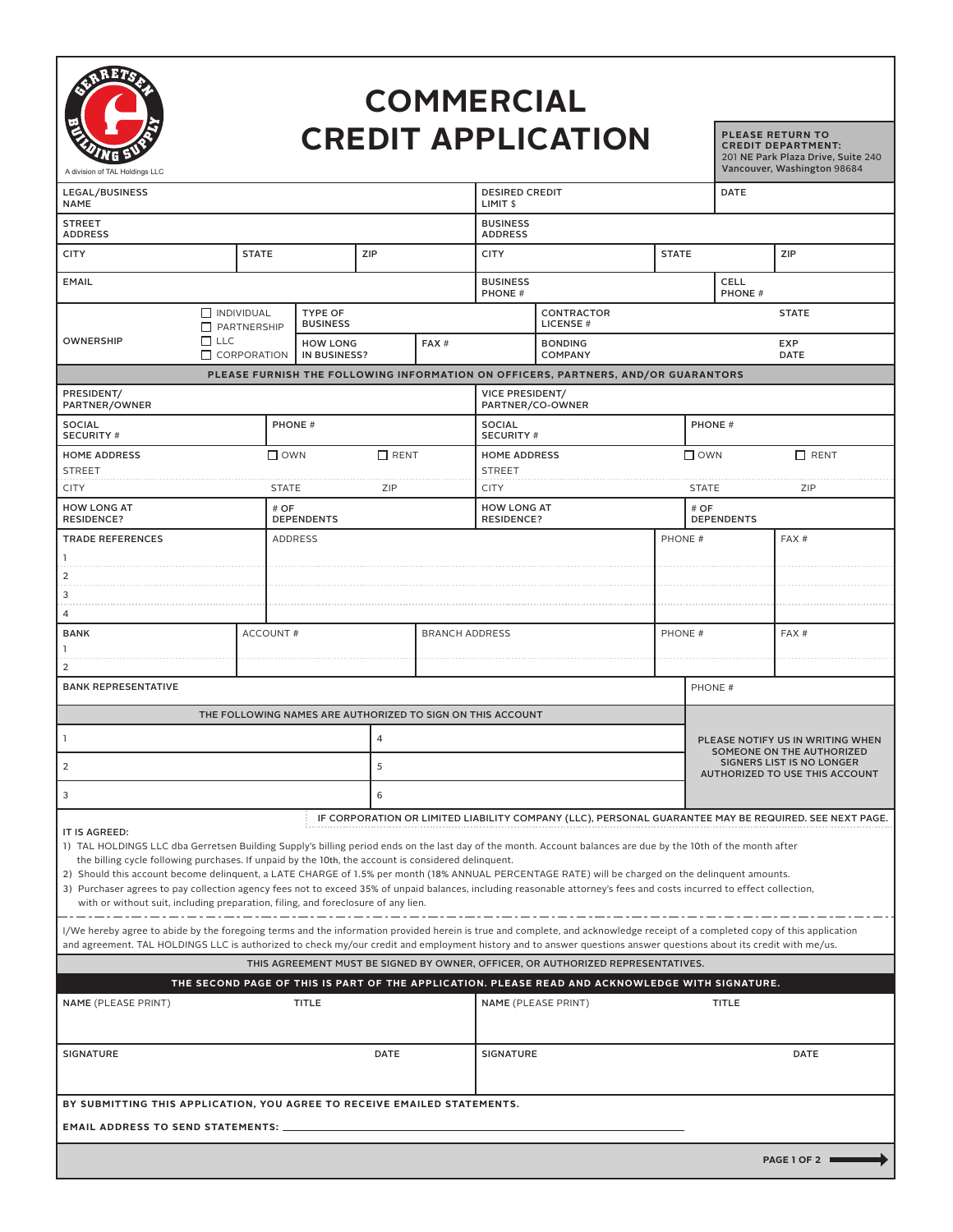GERRETSEN BUILDING SUPPLY

A division of TAL Holdings LLC

# COMMERCIAL CREDIT APPLICATION

**PLEASE RETURN TO CREDIT DEPARTMENT:**
201 NE Park Plaza Drive, Suite 240
Vancouver, Washington 98684

| LEGAL/BUSINESS NAME | | | DESIRED CREDIT LIMIT $ | | DATE |
|---|---|---|---|---|---|
| STREET ADDRESS | | | BUSINESS ADDRESS | | |
| CITY | STATE | ZIP | CITY | STATE | ZIP |
| EMAIL | | | BUSINESS PHONE # | | CELL PHONE # |

| OWNERSHIP | ☐ INDIVIDUAL ☐ PARTNERSHIP ☐ LLC ☐ CORPORATION | TYPE OF BUSINESS | | CONTRACTOR LICENSE # | STATE |
|---|---|---|---|---|---|
| | | HOW LONG IN BUSINESS? | FAX # | BONDING COMPANY | EXP DATE |

**PLEASE FURNISH THE FOLLOWING INFORMATION ON OFFICERS, PARTNERS, AND/OR GUARANTORS**

| PRESIDENT/ PARTNER/OWNER | | | VICE PRESIDENT/ PARTNER/CO-OWNER | | |
|---|---|---|---|---|---|
| SOCIAL SECURITY # | PHONE # | | SOCIAL SECURITY # | PHONE # | |
| HOME ADDRESS | ☐ OWN | ☐ RENT | HOME ADDRESS | ☐ OWN | ☐ RENT |
| STREET | | | STREET | | |
| CITY | STATE | ZIP | CITY | STATE | ZIP |
| HOW LONG AT RESIDENCE? | # OF DEPENDENTS | | HOW LONG AT RESIDENCE? | # OF DEPENDENTS | |

| TRADE REFERENCES | ADDRESS | PHONE # | FAX # |
|---|---|---|---|
| 1 | | | |
| 2 | | | |
| 3 | | | |
| 4 | | | |

| BANK | ACCOUNT # | BRANCH ADDRESS | PHONE # | FAX # |
|---|---|---|---|---|
| 1 | | | | |
| 2 | | | | |

| BANK REPRESENTATIVE | PHONE # |
|---|---|

**THE FOLLOWING NAMES ARE AUTHORIZED TO SIGN ON THIS ACCOUNT**

| | |
|---|---|
| 1 | 4 |
| 2 | 5 |
| 3 | 6 |

**PLEASE NOTIFY US IN WRITING WHEN SOMEONE ON THE AUTHORIZED SIGNERS LIST IS NO LONGER AUTHORIZED TO USE THIS ACCOUNT**

IF CORPORATION OR LIMITED LIABILITY COMPANY (LLC), PERSONAL GUARANTEE MAY BE REQUIRED. SEE NEXT PAGE.

**IT IS AGREED:**

1) TAL HOLDINGS LLC dba Gerretsen Building Supply's billing period ends on the last day of the month. Account balances are due by the 10th of the month after the billing cycle following purchases. If unpaid by the 10th, the account is considered delinquent.
2) Should this account become delinquent, a LATE CHARGE of 1.5% per month (18% ANNUAL PERCENTAGE RATE) will be charged on the delinquent amounts.
3) Purchaser agrees to pay collection agency fees not to exceed 35% of unpaid balances, including reasonable attorney's fees and costs incurred to effect collection, with or without suit, including preparation, filing, and foreclosure of any lien.

I/We hereby agree to abide by the foregoing terms and the information provided herein is true and complete, and acknowledge receipt of a completed copy of this application and agreement. TAL HOLDINGS LLC is authorized to check my/our credit and employment history and to answer questions answer questions about its credit with me/us.

**THIS AGREEMENT MUST BE SIGNED BY OWNER, OFFICER, OR AUTHORIZED REPRESENTATIVES.**

**THE SECOND PAGE OF THIS IS PART OF THE APPLICATION. PLEASE READ AND ACKNOWLEDGE WITH SIGNATURE.**

| NAME (PLEASE PRINT) | TITLE | NAME (PLEASE PRINT) | TITLE |
|---|---|---|---|
| SIGNATURE | DATE | SIGNATURE | DATE |

**BY SUBMITTING THIS APPLICATION, YOU AGREE TO RECEIVE EMAILED STATEMENTS.**

**EMAIL ADDRESS TO SEND STATEMENTS:** ______________________________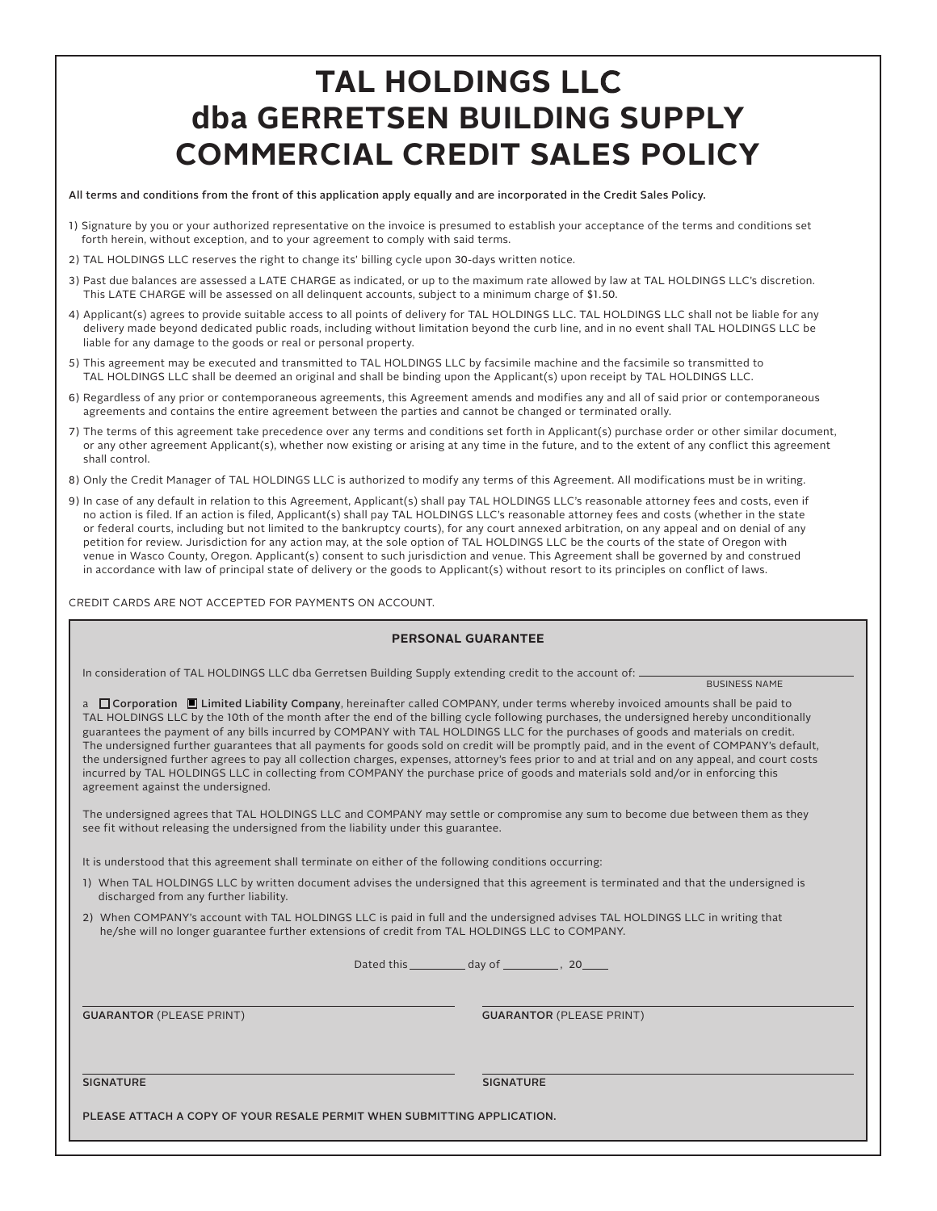# TAL HOLDINGS LLC
# dba GERRETSEN BUILDING SUPPLY
# COMMERCIAL CREDIT SALES POLICY

All terms and conditions from the front of this application apply equally and are incorporated in the Credit Sales Policy.

1) Signature by you or your authorized representative on the invoice is presumed to establish your acceptance of the terms and conditions set forth herein, without exception, and to your agreement to comply with said terms.
2) TAL HOLDINGS LLC reserves the right to change its' billing cycle upon 30-days written notice.
3) Past due balances are assessed a LATE CHARGE as indicated, or up to the maximum rate allowed by law at TAL HOLDINGS LLC's discretion. This LATE CHARGE will be assessed on all delinquent accounts, subject to a minimum charge of $1.50.
4) Applicant(s) agrees to provide suitable access to all points of delivery for TAL HOLDINGS LLC. TAL HOLDINGS LLC shall not be liable for any delivery made beyond dedicated public roads, including without limitation beyond the curb line, and in no event shall TAL HOLDINGS LLC be liable for any damage to the goods or real or personal property.
5) This agreement may be executed and transmitted to TAL HOLDINGS LLC by facsimile machine and the facsimile so transmitted to TAL HOLDINGS LLC shall be deemed an original and shall be binding upon the Applicant(s) upon receipt by TAL HOLDINGS LLC.
6) Regardless of any prior or contemporaneous agreements, this Agreement amends and modifies any and all of said prior or contemporaneous agreements and contains the entire agreement between the parties and cannot be changed or terminated orally.
7) The terms of this agreement take precedence over any terms and conditions set forth in Applicant(s) purchase order or other similar document, or any other agreement Applicant(s), whether now existing or arising at any time in the future, and to the extent of any conflict this agreement shall control.
8) Only the Credit Manager of TAL HOLDINGS LLC is authorized to modify any terms of this Agreement. All modifications must be in writing.
9) In case of any default in relation to this Agreement, Applicant(s) shall pay TAL HOLDINGS LLC's reasonable attorney fees and costs, even if no action is filed. If an action is filed, Applicant(s) shall pay TAL HOLDINGS LLC's reasonable attorney fees and costs (whether in the state or federal courts, including but not limited to the bankruptcy courts), for any court annexed arbitration, on any appeal and on denial of any petition for review. Jurisdiction for any action may, at the sole option of TAL HOLDINGS LLC be the courts of the state of Oregon with venue in Wasco County, Oregon. Applicant(s) consent to such jurisdiction and venue. This Agreement shall be governed by and construed in accordance with law of principal state of delivery or the goods to Applicant(s) without resort to its principles on conflict of laws.

CREDIT CARDS ARE NOT ACCEPTED FOR PAYMENTS ON ACCOUNT.

## PERSONAL GUARANTEE

In consideration of TAL HOLDINGS LLC dba Gerretsen Building Supply extending credit to the account of: ______________________________
BUSINESS NAME

a ☐ **Corporation** ☒ **Limited Liability Company**, hereinafter called COMPANY, under terms whereby invoiced amounts shall be paid to TAL HOLDINGS LLC by the 10th of the month after the end of the billing cycle following purchases, the undersigned hereby unconditionally guarantees the payment of any bills incurred by COMPANY with TAL HOLDINGS LLC for the purchases of goods and materials on credit. The undersigned further guarantees that all payments for goods sold on credit will be promptly paid, and in the event of COMPANY's default, the undersigned further agrees to pay all collection charges, expenses, attorney's fees prior to and at trial and on any appeal, and court costs incurred by TAL HOLDINGS LLC in collecting from COMPANY the purchase price of goods and materials sold and/or in enforcing this agreement against the undersigned.

The undersigned agrees that TAL HOLDINGS LLC and COMPANY may settle or compromise any sum to become due between them as they see fit without releasing the undersigned from the liability under this guarantee.

It is understood that this agreement shall terminate on either of the following conditions occurring:

1) When TAL HOLDINGS LLC by written document advises the undersigned that this agreement is terminated and that the undersigned is discharged from any further liability.
2) When COMPANY's account with TAL HOLDINGS LLC is paid in full and the undersigned advises TAL HOLDINGS LLC in writing that he/she will no longer guarantee further extensions of credit from TAL HOLDINGS LLC to COMPANY.

Dated this _________ day of _________ , 20____

______________________________ ______________________________
**GUARANTOR** (PLEASE PRINT) **GUARANTOR** (PLEASE PRINT)

______________________________ ______________________________
**SIGNATURE** **SIGNATURE**

**PLEASE ATTACH A COPY OF YOUR RESALE PERMIT WHEN SUBMITTING APPLICATION.**